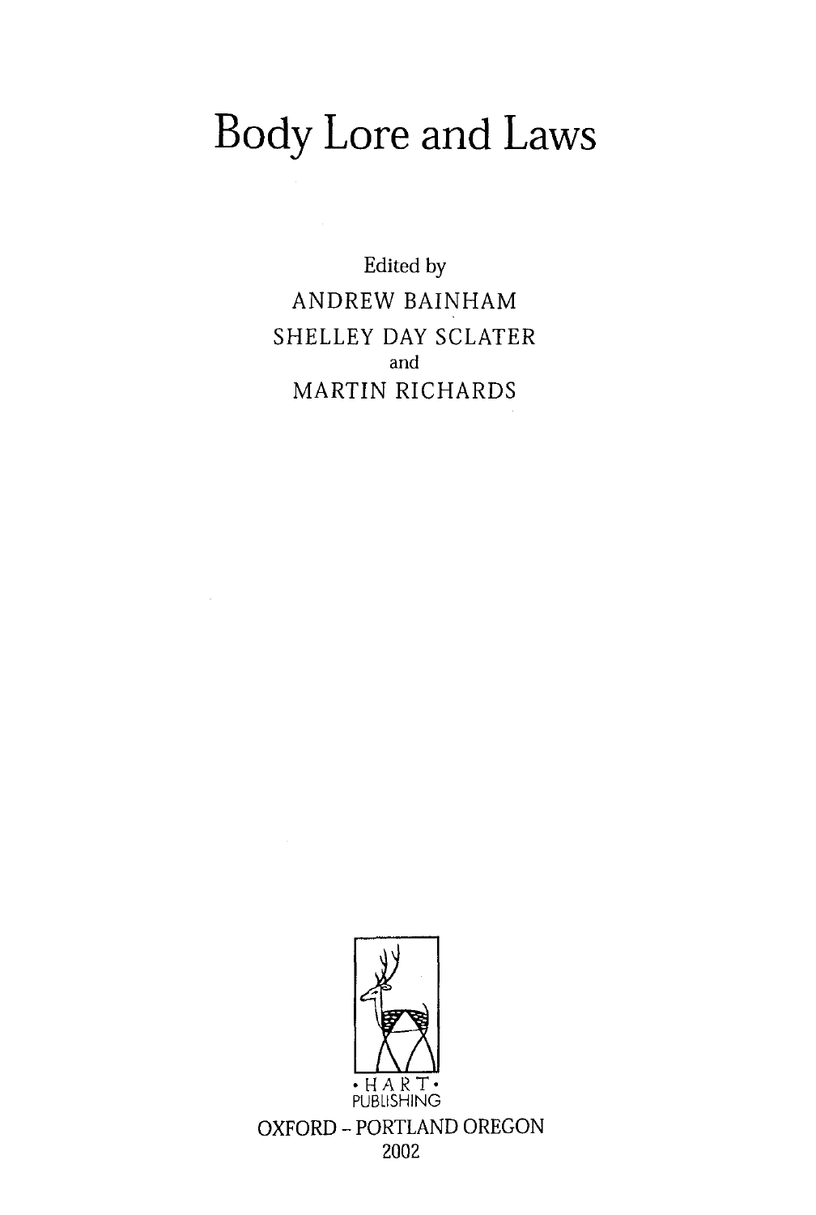# Body Lore and Laws

Edited by

ANDREW BAINHAM

SHELLEY DAY SCLATER

and

MARTIN RICHARDS

• HART •
PUBLISHING

OXFORD – PORTLAND OREGON

2002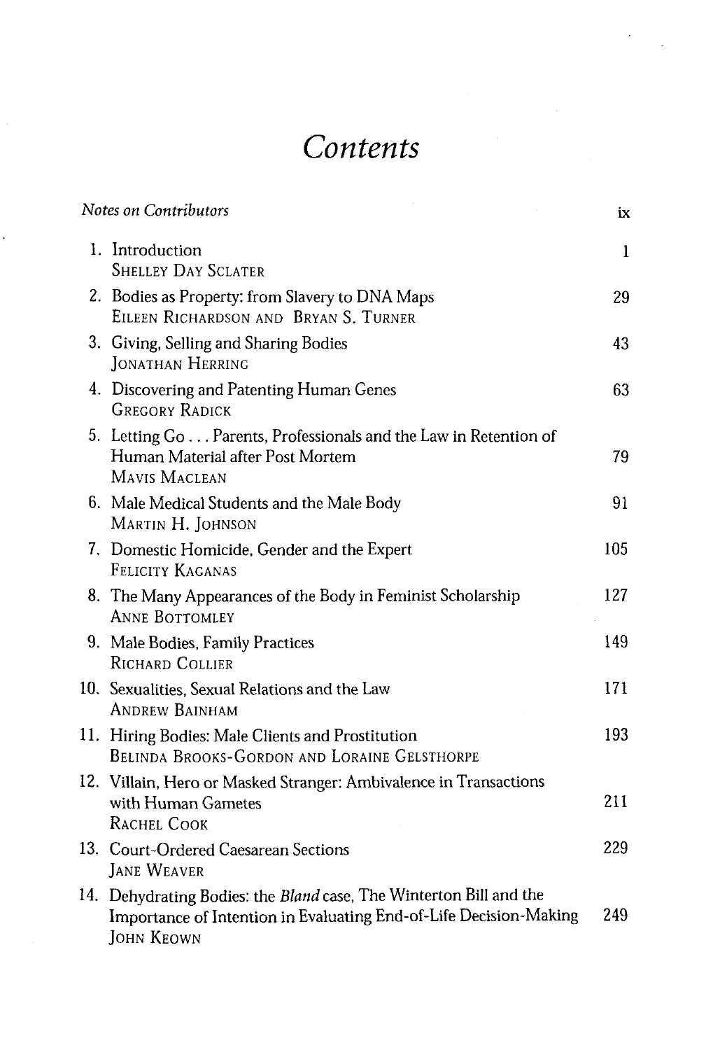# Contents

| | | |
|---|---|---|
| *Notes on Contributors* | | ix |
| 1. | Introduction<br>SHELLEY DAY SCLATER | 1 |
| 2. | Bodies as Property: from Slavery to DNA Maps<br>EILEEN RICHARDSON AND BRYAN S. TURNER | 29 |
| 3. | Giving, Selling and Sharing Bodies<br>JONATHAN HERRING | 43 |
| 4. | Discovering and Patenting Human Genes<br>GREGORY RADICK | 63 |
| 5. | Letting Go . . . Parents, Professionals and the Law in Retention of Human Material after Post Mortem<br>MAVIS MACLEAN | 79 |
| 6. | Male Medical Students and the Male Body<br>MARTIN H. JOHNSON | 91 |
| 7. | Domestic Homicide, Gender and the Expert<br>FELICITY KAGANAS | 105 |
| 8. | The Many Appearances of the Body in Feminist Scholarship<br>ANNE BOTTOMLEY | 127 |
| 9. | Male Bodies, Family Practices<br>RICHARD COLLIER | 149 |
| 10. | Sexualities, Sexual Relations and the Law<br>ANDREW BAINHAM | 171 |
| 11. | Hiring Bodies: Male Clients and Prostitution<br>BELINDA BROOKS-GORDON AND LORAINE GELSTHORPE | 193 |
| 12. | Villain, Hero or Masked Stranger: Ambivalence in Transactions with Human Gametes<br>RACHEL COOK | 211 |
| 13. | Court-Ordered Caesarean Sections<br>JANE WEAVER | 229 |
| 14. | Dehydrating Bodies: the *Bland* case, The Winterton Bill and the Importance of Intention in Evaluating End-of-Life Decision-Making<br>JOHN KEOWN | 249 |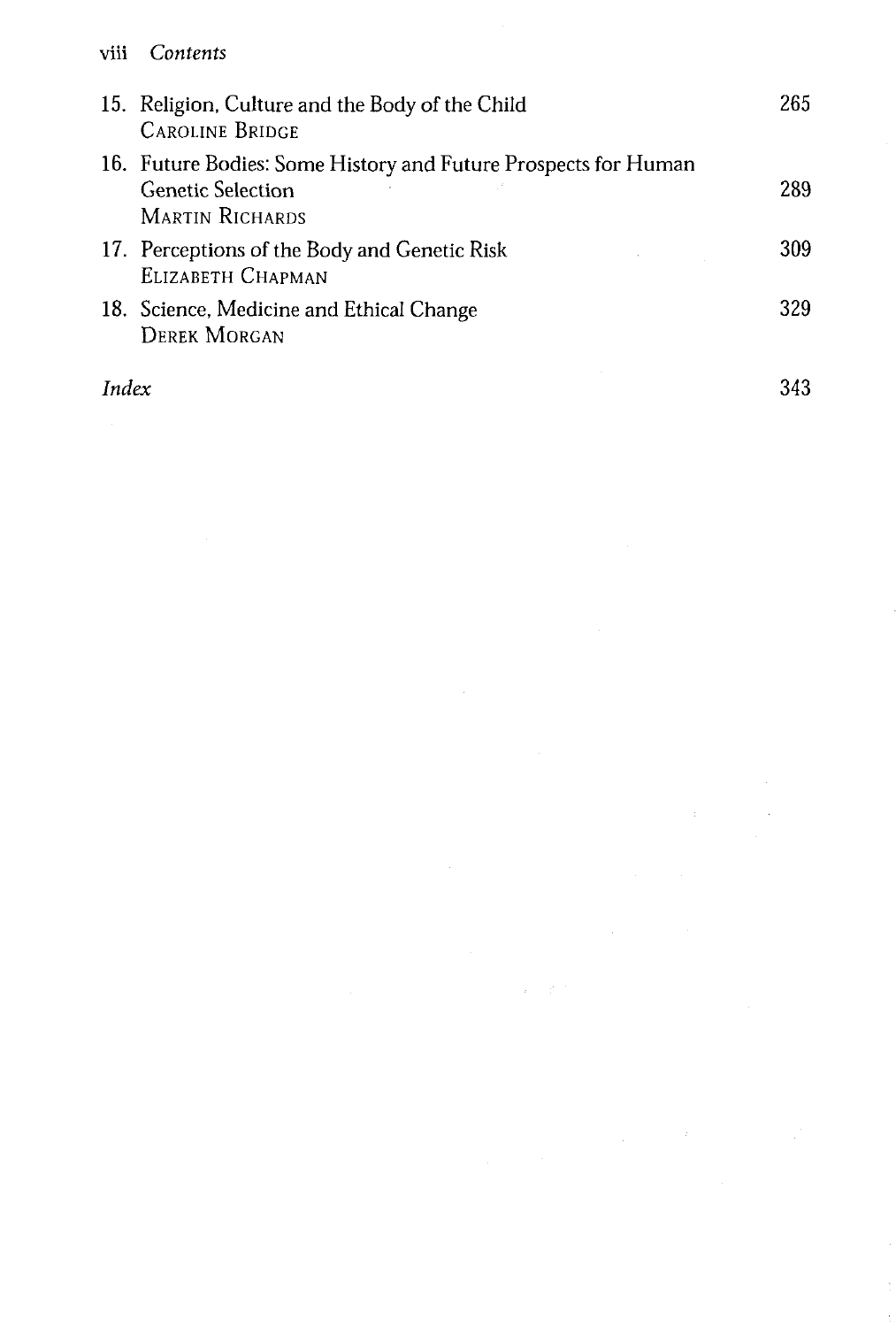15. Religion, Culture and the Body of the Child — 265
    CAROLINE BRIDGE
16. Future Bodies: Some History and Future Prospects for Human Genetic Selection — 289
    MARTIN RICHARDS
17. Perceptions of the Body and Genetic Risk — 309
    ELIZABETH CHAPMAN
18. Science, Medicine and Ethical Change — 329
    DEREK MORGAN

*Index* — 343